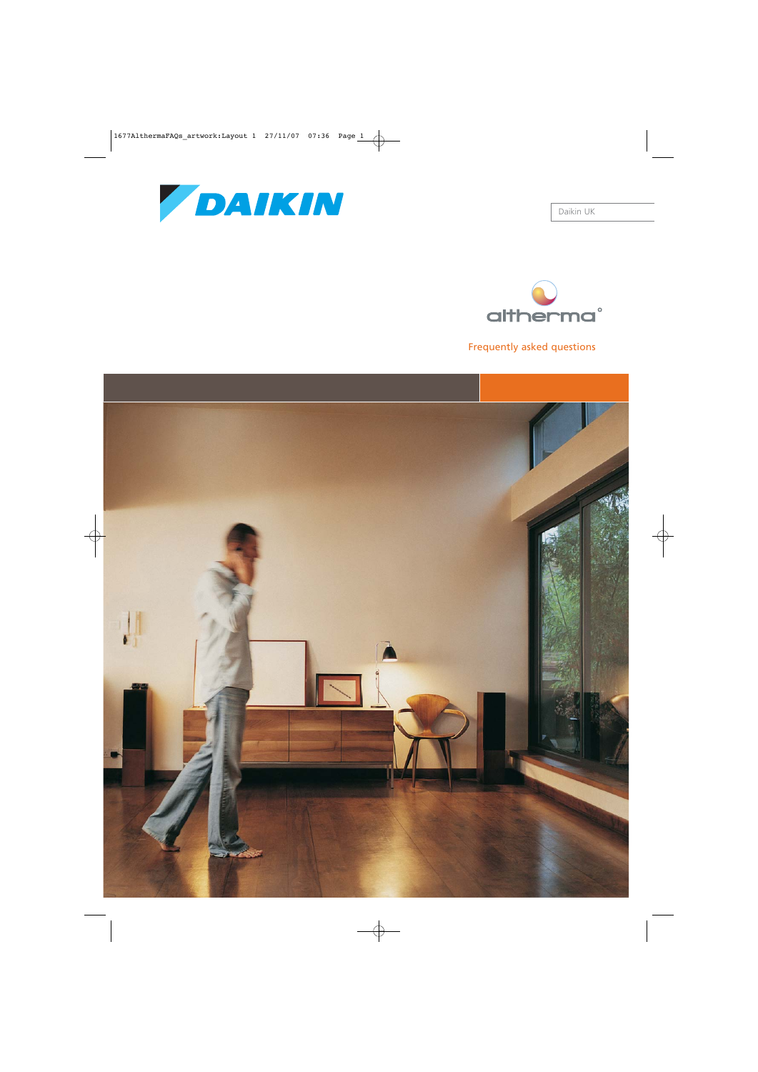DAIKIN

Daikin UK

altherma

# Frequently asked questions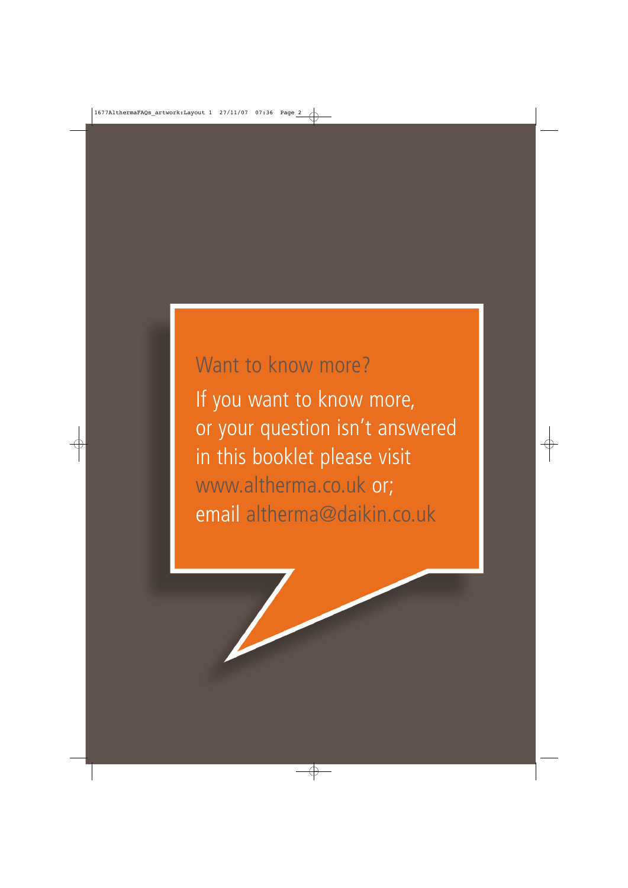## Want to know more?

If you want to know more, or your question isn't answered in this booklet please visit www.altherma.co.uk or; email altherma@daikin.co.uk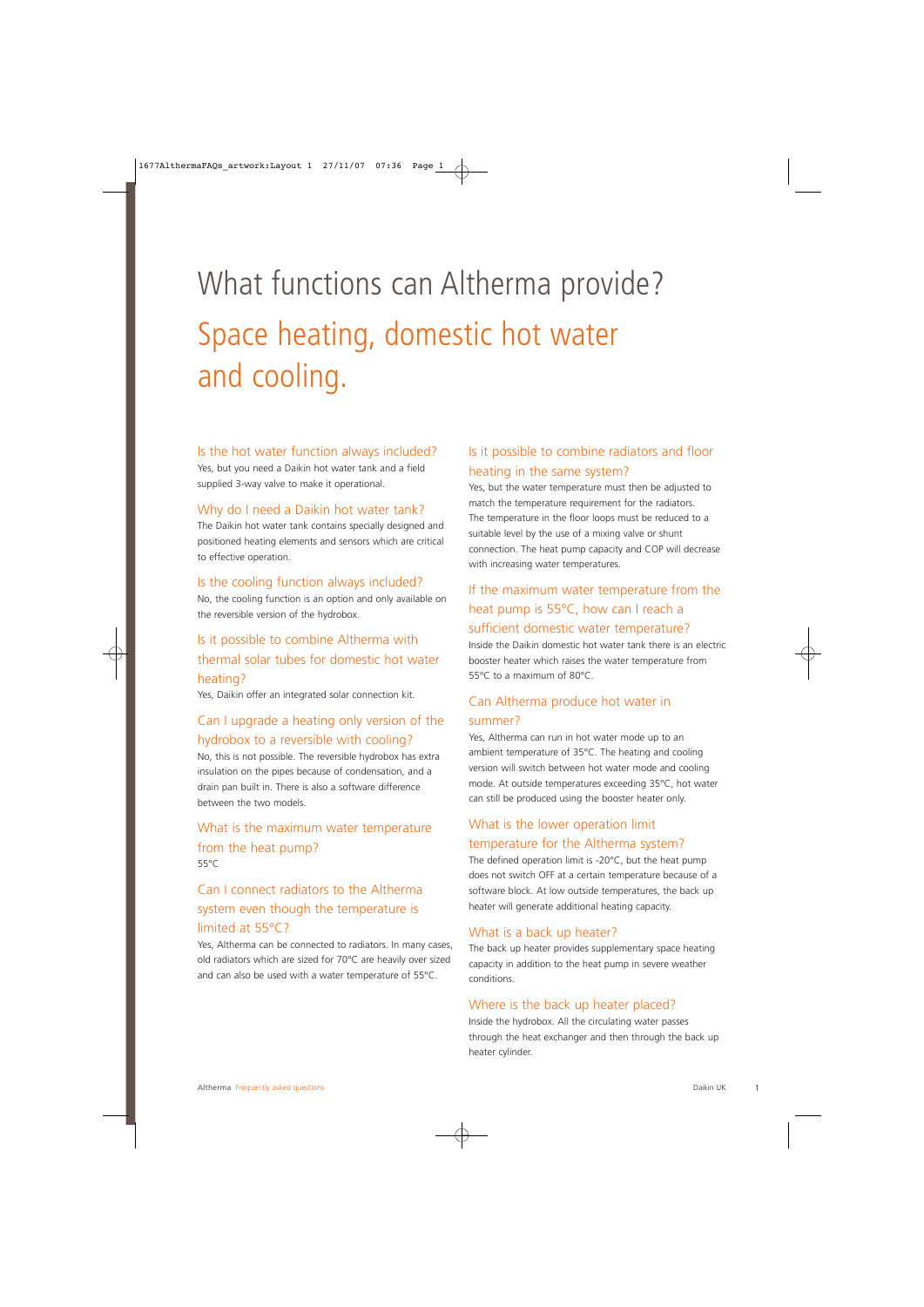# What functions can Altherma provide?

## Space heating, domestic hot water and cooling.

### Is the hot water function always included?

Yes, but you need a Daikin hot water tank and a field supplied 3-way valve to make it operational.

### Why do I need a Daikin hot water tank?

The Daikin hot water tank contains specially designed and positioned heating elements and sensors which are critical to effective operation.

### Is the cooling function always included?

No, the cooling function is an option and only available on the reversible version of the hydrobox.

### Is it possible to combine Altherma with thermal solar tubes for domestic hot water heating?

Yes, Daikin offer an integrated solar connection kit.

### Can I upgrade a heating only version of the hydrobox to a reversible with cooling?

No, this is not possible. The reversible hydrobox has extra insulation on the pipes because of condensation, and a drain pan built in. There is also a software difference between the two models.

### What is the maximum water temperature from the heat pump?

55°C

### Can I connect radiators to the Altherma system even though the temperature is limited at 55°C?

Yes, Altherma can be connected to radiators. In many cases, old radiators which are sized for 70°C are heavily over sized and can also be used with a water temperature of 55°C.

### Is it possible to combine radiators and floor heating in the same system?

Yes, but the water temperature must then be adjusted to match the temperature requirement for the radiators. The temperature in the floor loops must be reduced to a suitable level by the use of a mixing valve or shunt connection. The heat pump capacity and COP will decrease with increasing water temperatures.

### If the maximum water temperature from the heat pump is 55°C, how can I reach a sufficient domestic water temperature?

Inside the Daikin domestic hot water tank there is an electric booster heater which raises the water temperature from 55°C to a maximum of 80°C.

### Can Altherma produce hot water in summer?

Yes, Altherma can run in hot water mode up to an ambient temperature of 35°C. The heating and cooling version will switch between hot water mode and cooling mode. At outside temperatures exceeding 35°C, hot water can still be produced using the booster heater only.

### What is the lower operation limit temperature for the Altherma system?

The defined operation limit is -20°C, but the heat pump does not switch OFF at a certain temperature because of a software block. At low outside temperatures, the back up heater will generate additional heating capacity.

### What is a back up heater?

The back up heater provides supplementary space heating capacity in addition to the heat pump in severe weather conditions.

### Where is the back up heater placed?

Inside the hydrobox. All the circulating water passes through the heat exchanger and then through the back up heater cylinder.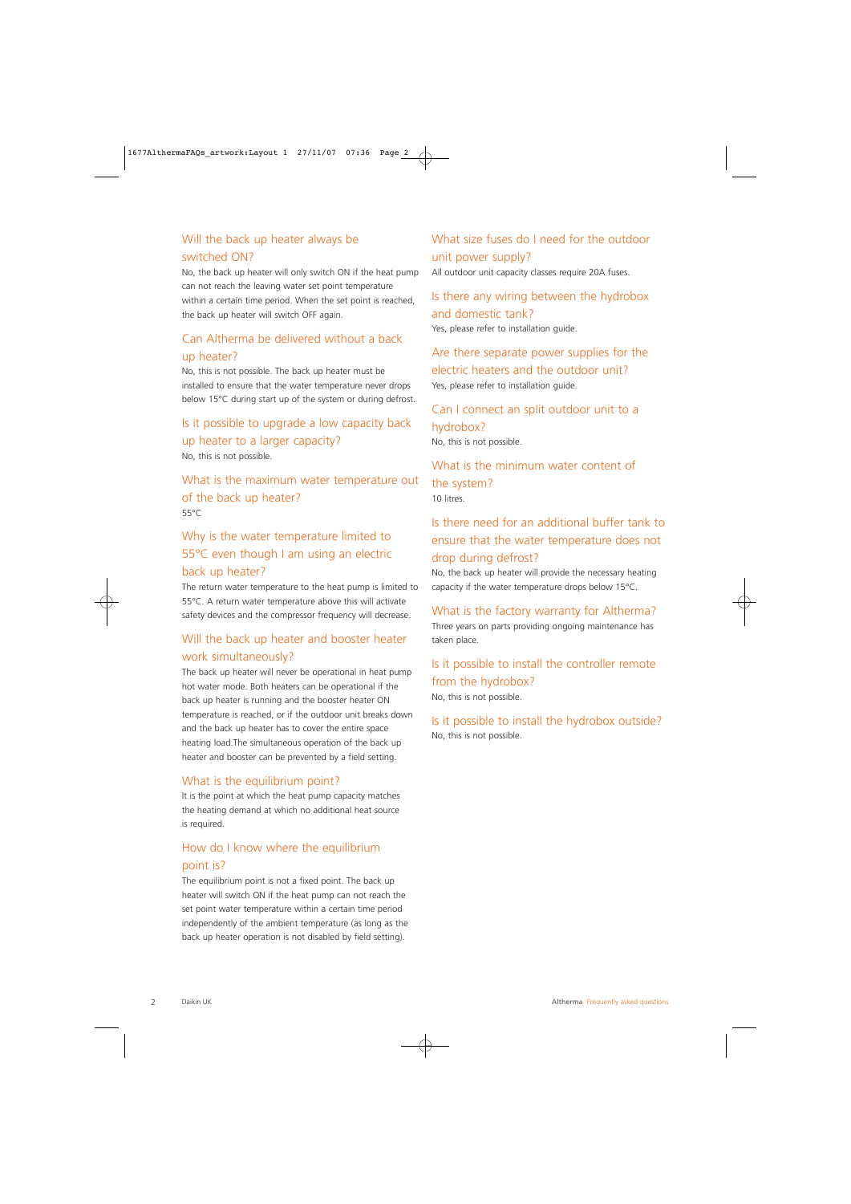### Will the back up heater always be switched ON?

No, the back up heater will only switch ON if the heat pump can not reach the leaving water set point temperature within a certain time period. When the set point is reached, the back up heater will switch OFF again.

### Can Altherma be delivered without a back up heater?

No, this is not possible. The back up heater must be installed to ensure that the water temperature never drops below 15°C during start up of the system or during defrost.

### Is it possible to upgrade a low capacity back up heater to a larger capacity?

No, this is not possible.

### What is the maximum water temperature out of the back up heater?

55°C

### Why is the water temperature limited to 55°C even though I am using an electric back up heater?

The return water temperature to the heat pump is limited to 55°C. A return water temperature above this will activate safety devices and the compressor frequency will decrease.

### Will the back up heater and booster heater work simultaneously?

The back up heater will never be operational in heat pump hot water mode. Both heaters can be operational if the back up heater is running and the booster heater ON temperature is reached, or if the outdoor unit breaks down and the back up heater has to cover the entire space heating load.The simultaneous operation of the back up heater and booster can be prevented by a field setting.

### What is the equilibrium point?

It is the point at which the heat pump capacity matches the heating demand at which no additional heat source is required.

### How do I know where the equilibrium point is?

The equilibrium point is not a fixed point. The back up heater will switch ON if the heat pump can not reach the set point water temperature within a certain time period independently of the ambient temperature (as long as the back up heater operation is not disabled by field setting).

### What size fuses do I need for the outdoor unit power supply?

All outdoor unit capacity classes require 20A fuses.

### Is there any wiring between the hydrobox and domestic tank?

Yes, please refer to installation guide.

### Are there separate power supplies for the electric heaters and the outdoor unit?

Yes, please refer to installation guide.

### Can I connect an split outdoor unit to a hydrobox?

No, this is not possible.

### What is the minimum water content of the system?

10 litres.

### Is there need for an additional buffer tank to ensure that the water temperature does not drop during defrost?

No, the back up heater will provide the necessary heating capacity if the water temperature drops below 15°C.

### What is the factory warranty for Altherma?

Three years on parts providing ongoing maintenance has taken place.

### Is it possible to install the controller remote from the hydrobox?

No, this is not possible.

### Is it possible to install the hydrobox outside?

No, this is not possible.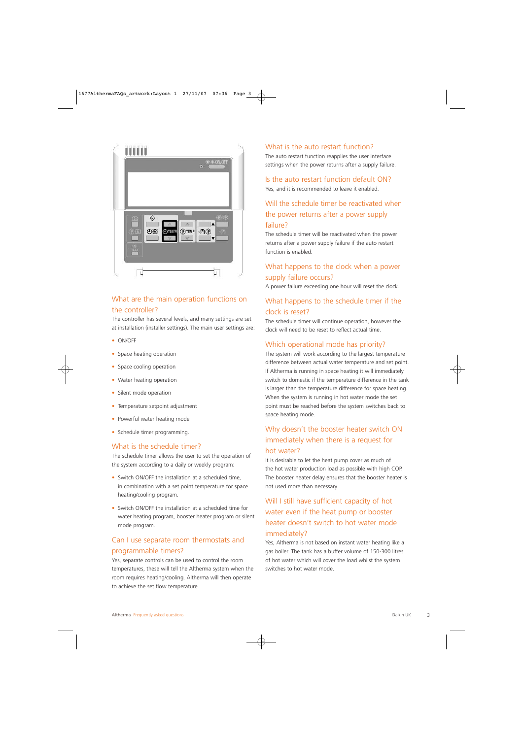## What are the main operation functions on the controller?

The controller has several levels, and many settings are set at installation (installer settings). The main user settings are:

- ON/OFF
- Space heating operation
- Space cooling operation
- Water heating operation
- Silent mode operation
- Temperature setpoint adjustment
- Powerful water heating mode
- Schedule timer programming.

## What is the schedule timer?

The schedule timer allows the user to set the operation of the system according to a daily or weekly program:

- Switch ON/OFF the installation at a scheduled time, in combination with a set point temperature for space heating/cooling program.
- Switch ON/OFF the installation at a scheduled time for water heating program, booster heater program or silent mode program.

## Can I use separate room thermostats and programmable timers?

Yes, separate controls can be used to control the room temperatures, these will tell the Altherma system when the room requires heating/cooling. Altherma will then operate to achieve the set flow temperature.

## What is the auto restart function?

The auto restart function reapplies the user interface settings when the power returns after a supply failure.

## Is the auto restart function default ON?

Yes, and it is recommended to leave it enabled.

## Will the schedule timer be reactivated when the power returns after a power supply failure?

The schedule timer will be reactivated when the power returns after a power supply failure if the auto restart function is enabled.

## What happens to the clock when a power supply failure occurs?

A power failure exceeding one hour will reset the clock.

## What happens to the schedule timer if the clock is reset?

The schedule timer will continue operation, however the clock will need to be reset to reflect actual time.

## Which operational mode has priority?

The system will work according to the largest temperature difference between actual water temperature and set point. If Altherma is running in space heating it will immediately switch to domestic if the temperature difference in the tank is larger than the temperature difference for space heating. When the system is running in hot water mode the set point must be reached before the system switches back to space heating mode.

## Why doesn't the booster heater switch ON immediately when there is a request for hot water?

It is desirable to let the heat pump cover as much of the hot water production load as possible with high COP. The booster heater delay ensures that the booster heater is not used more than necessary.

## Will I still have sufficient capacity of hot water even if the heat pump or booster heater doesn't switch to hot water mode immediately?

Yes, Altherma is not based on instant water heating like a gas boiler. The tank has a buffer volume of 150-300 litres of hot water which will cover the load whilst the system switches to hot water mode.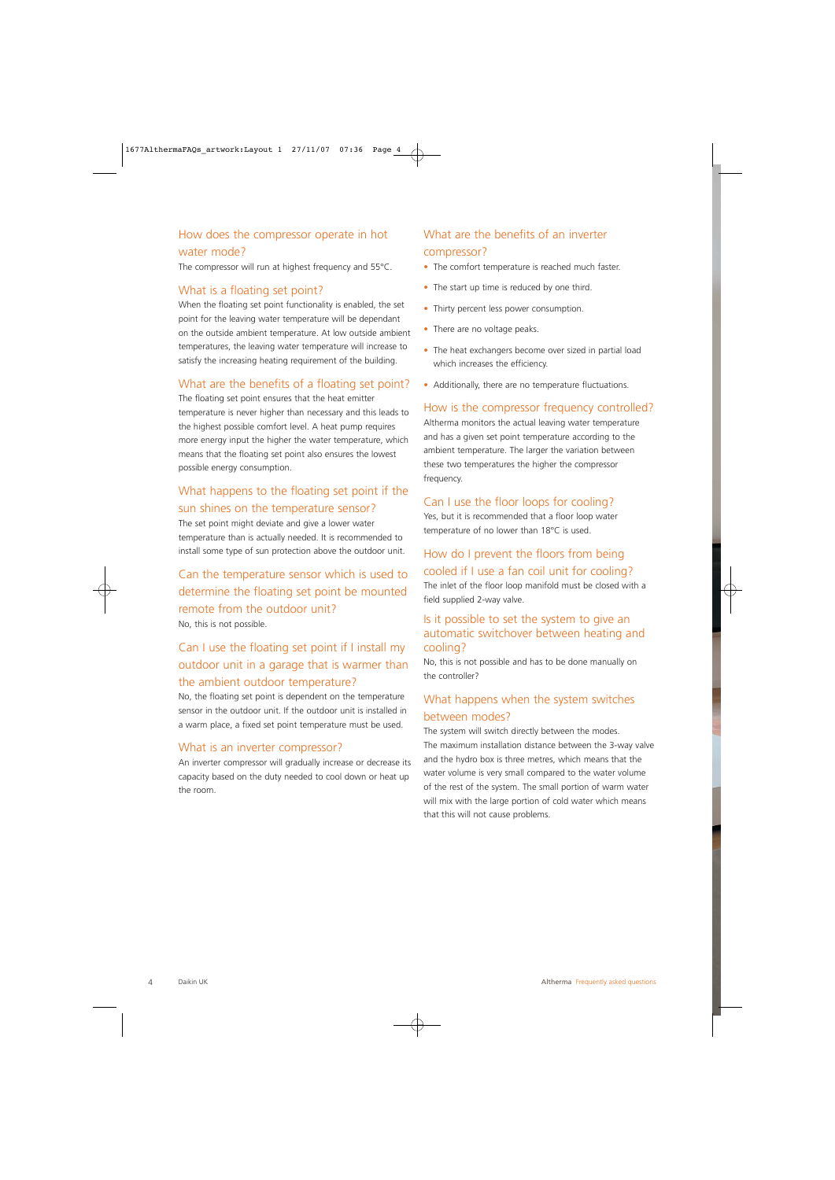## How does the compressor operate in hot water mode?

The compressor will run at highest frequency and 55°C.

## What is a floating set point?

When the floating set point functionality is enabled, the set point for the leaving water temperature will be dependant on the outside ambient temperature. At low outside ambient temperatures, the leaving water temperature will increase to satisfy the increasing heating requirement of the building.

## What are the benefits of a floating set point?

The floating set point ensures that the heat emitter temperature is never higher than necessary and this leads to the highest possible comfort level. A heat pump requires more energy input the higher the water temperature, which means that the floating set point also ensures the lowest possible energy consumption.

## What happens to the floating set point if the sun shines on the temperature sensor?

The set point might deviate and give a lower water temperature than is actually needed. It is recommended to install some type of sun protection above the outdoor unit.

## Can the temperature sensor which is used to determine the floating set point be mounted remote from the outdoor unit?

No, this is not possible.

## Can I use the floating set point if I install my outdoor unit in a garage that is warmer than the ambient outdoor temperature?

No, the floating set point is dependent on the temperature sensor in the outdoor unit. If the outdoor unit is installed in a warm place, a fixed set point temperature must be used.

## What is an inverter compressor?

An inverter compressor will gradually increase or decrease its capacity based on the duty needed to cool down or heat up the room.

## What are the benefits of an inverter compressor?

- The comfort temperature is reached much faster.
- The start up time is reduced by one third.
- Thirty percent less power consumption.
- There are no voltage peaks.
- The heat exchangers become over sized in partial load which increases the efficiency.
- Additionally, there are no temperature fluctuations.

## How is the compressor frequency controlled?

Altherma monitors the actual leaving water temperature and has a given set point temperature according to the ambient temperature. The larger the variation between these two temperatures the higher the compressor frequency.

## Can I use the floor loops for cooling?

Yes, but it is recommended that a floor loop water temperature of no lower than 18°C is used.

## How do I prevent the floors from being cooled if I use a fan coil unit for cooling?

The inlet of the floor loop manifold must be closed with a field supplied 2-way valve.

## Is it possible to set the system to give an automatic switchover between heating and cooling?

No, this is not possible and has to be done manually on the controller?

## What happens when the system switches between modes?

The system will switch directly between the modes. The maximum installation distance between the 3-way valve and the hydro box is three metres, which means that the water volume is very small compared to the water volume of the rest of the system. The small portion of warm water will mix with the large portion of cold water which means that this will not cause problems.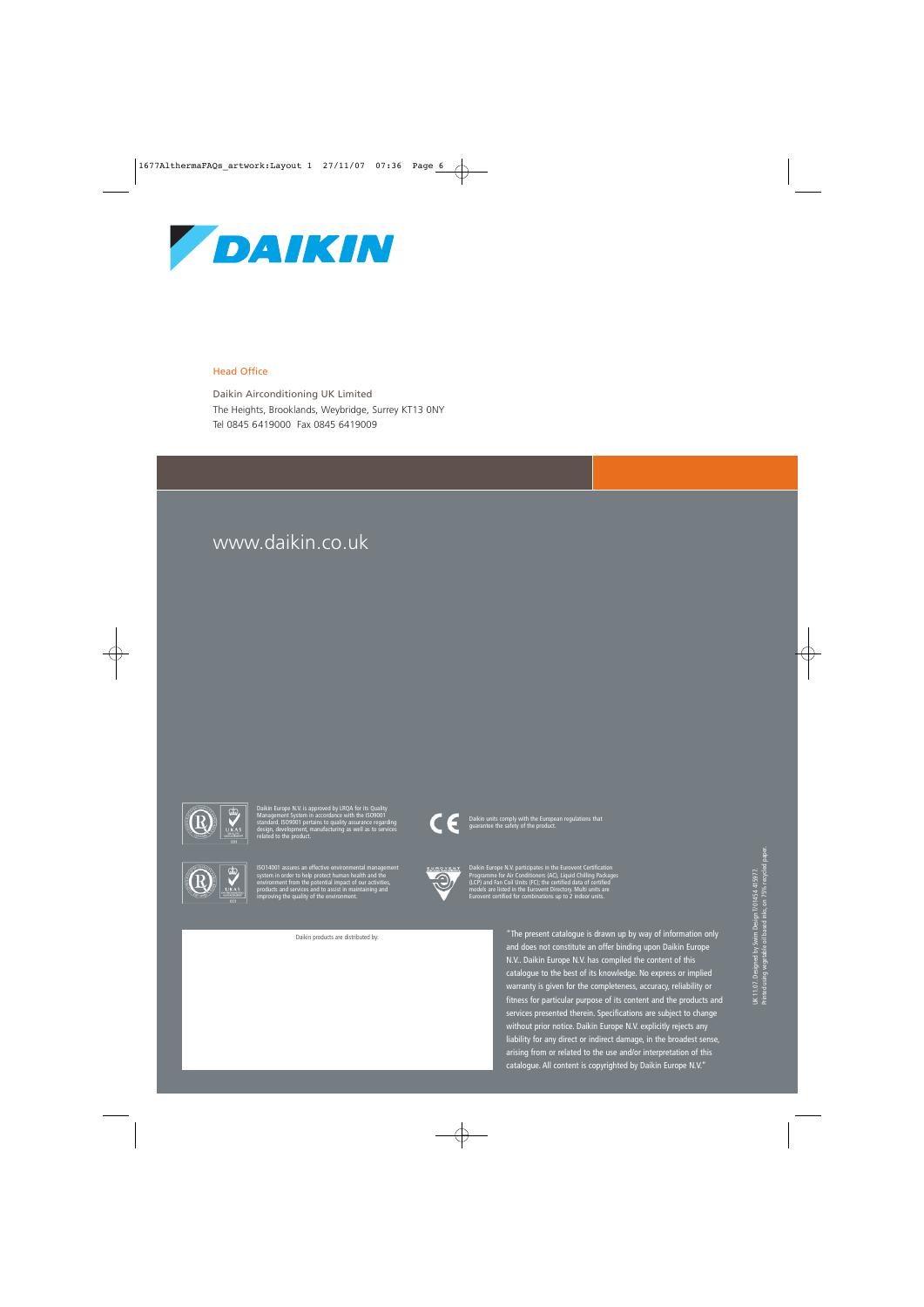DAIKIN

Head Office

Daikin Airconditioning UK Limited
The Heights, Brooklands, Weybridge, Surrey KT13 0NY
Tel 0845 6419000 Fax 0845 6419009

www.daikin.co.uk

Daikin Europe N.V. is approved by LRQA for its Quality Management System in accordance with the ISO9001 standard. ISO9001 pertains to quality assurance regarding design, development, manufacturing as well as to services related to the product.

ISO14001 assures an effective environmental management system in order to help protect human health and the environment from the potential impact of our activities, products and services and to assist in maintaining and improving the quality of the environment.

Daikin units comply with the European regulations that guarantee the safety of the product.

Daikin Europe N.V. participates in the Eurovent Certification Programme for Air Conditioners (AC), Liquid Chilling Packages (LCP) and Fan Coil Units (FC); the certified data of certified models are listed in the Eurovent Directory. Multi units are Eurovent certified for combinations up to 2 indoor units.

Daikin products are distributed by:

"The present catalogue is drawn up by way of information only and does not constitute an offer binding upon Daikin Europe N.V.. Daikin Europe N.V. has compiled the content of this catalogue to the best of its knowledge. No express or implied warranty is given for the completeness, accuracy, reliability or fitness for particular purpose of its content and the products and services presented therein. Specifications are subject to change without prior notice. Daikin Europe N.V. explicitly rejects any liability for any direct or indirect damage, in the broadest sense, arising from or related to the use and/or interpretation of this catalogue. All content is copyrighted by Daikin Europe N.V."

UK 11.07 Designed by Sixteen Design T/01454 419977
Printed using vegetable oil based inks on 75% recycled paper.